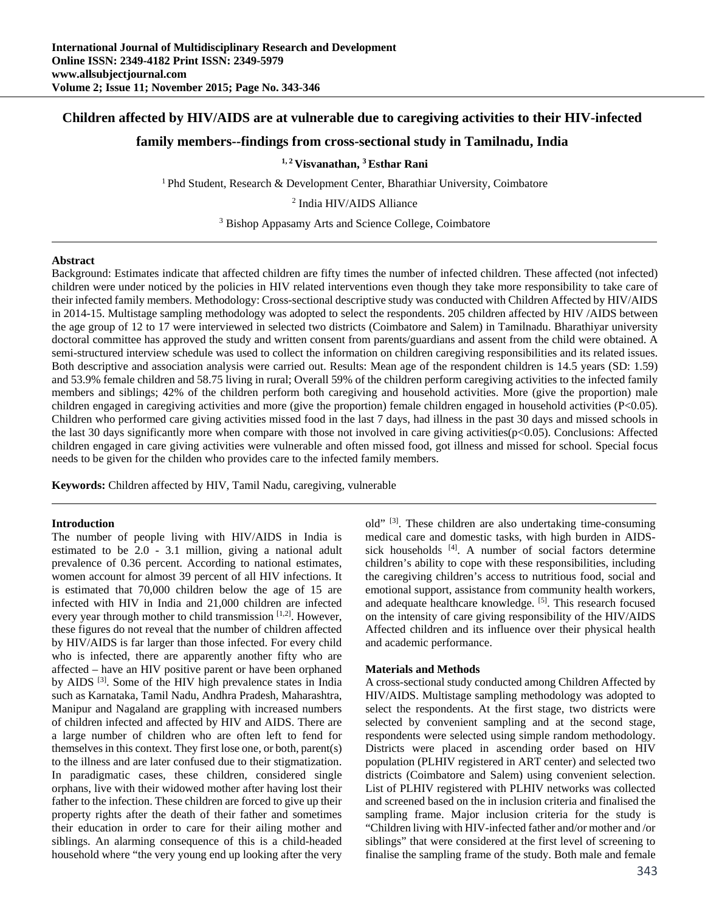# Children affected by HIV/AIDS are at vulnerable due to caregiving activities to their HIV-infected family members--findings from cross-sectional study in Tamilnadu, India

**[1, 2] Visvanathan, [3] Esthar Rani**

[1] Phd Student, Research & Development Center, Bharathiar University, Coimbatore

[2] India HIV/AIDS Alliance

[3] Bishop Appasamy Arts and Science College, Coimbatore

## Abstract

Background: Estimates indicate that affected children are fifty times the number of infected children. These affected (not infected) children were under noticed by the policies in HIV related interventions even though they take more responsibility to take care of their infected family members. Methodology: Cross-sectional descriptive study was conducted with Children Affected by HIV/AIDS in 2014-15. Multistage sampling methodology was adopted to select the respondents. 205 children affected by HIV /AIDS between the age group of 12 to 17 were interviewed in selected two districts (Coimbatore and Salem) in Tamilnadu. Bharathiyar university doctoral committee has approved the study and written consent from parents/guardians and assent from the child were obtained. A semi-structured interview schedule was used to collect the information on children caregiving responsibilities and its related issues. Both descriptive and association analysis were carried out. Results: Mean age of the respondent children is 14.5 years (SD: 1.59) and 53.9% female children and 58.75 living in rural; Overall 59% of the children perform caregiving activities to the infected family members and siblings; 42% of the children perform both caregiving and household activities. More (give the proportion) male children engaged in caregiving activities and more (give the proportion) female children engaged in household activities ($P<0.05$). Children who performed care giving activities missed food in the last 7 days, had illness in the past 30 days and missed schools in the last 30 days significantly more when compare with those not involved in care giving activities($p<0.05$). Conclusions: Affected children engaged in care giving activities were vulnerable and often missed food, got illness and missed for school. Special focus needs to be given for the childen who provides care to the infected family members.

**Keywords:** Children affected by HIV, Tamil Nadu, caregiving, vulnerable

## Introduction

The number of people living with HIV/AIDS in India is estimated to be 2.0 - 3.1 million, giving a national adult prevalence of 0.36 percent. According to national estimates, women account for almost 39 percent of all HIV infections. It is estimated that 70,000 children below the age of 15 are infected with HIV in India and 21,000 children are infected every year through mother to child transmission [1,2]. However, these figures do not reveal that the number of children affected by HIV/AIDS is far larger than those infected. For every child who is infected, there are apparently another fifty who are affected – have an HIV positive parent or have been orphaned by AIDS [3]. Some of the HIV high prevalence states in India such as Karnataka, Tamil Nadu, Andhra Pradesh, Maharashtra, Manipur and Nagaland are grappling with increased numbers of children infected and affected by HIV and AIDS. There are a large number of children who are often left to fend for themselves in this context. They first lose one, or both, parent(s) to the illness and are later confused due to their stigmatization. In paradigmatic cases, these children, considered single orphans, live with their widowed mother after having lost their father to the infection. These children are forced to give up their property rights after the death of their father and sometimes their education in order to care for their ailing mother and siblings. An alarming consequence of this is a child-headed household where "the very young end up looking after the very old" [3]. These children are also undertaking time-consuming medical care and domestic tasks, with high burden in AIDS-sick households [4]. A number of social factors determine children's ability to cope with these responsibilities, including the caregiving children's access to nutritious food, social and emotional support, assistance from community health workers, and adequate healthcare knowledge. [5]. This research focused on the intensity of care giving responsibility of the HIV/AIDS Affected children and its influence over their physical health and academic performance.

## Materials and Methods

A cross-sectional study conducted among Children Affected by HIV/AIDS. Multistage sampling methodology was adopted to select the respondents. At the first stage, two districts were selected by convenient sampling and at the second stage, respondents were selected using simple random methodology. Districts were placed in ascending order based on HIV population (PLHIV registered in ART center) and selected two districts (Coimbatore and Salem) using convenient selection. List of PLHIV registered with PLHIV networks was collected and screened based on the in inclusion criteria and finalised the sampling frame. Major inclusion criteria for the study is "Children living with HIV-infected father and/or mother and /or siblings" that were considered at the first level of screening to finalise the sampling frame of the study. Both male and female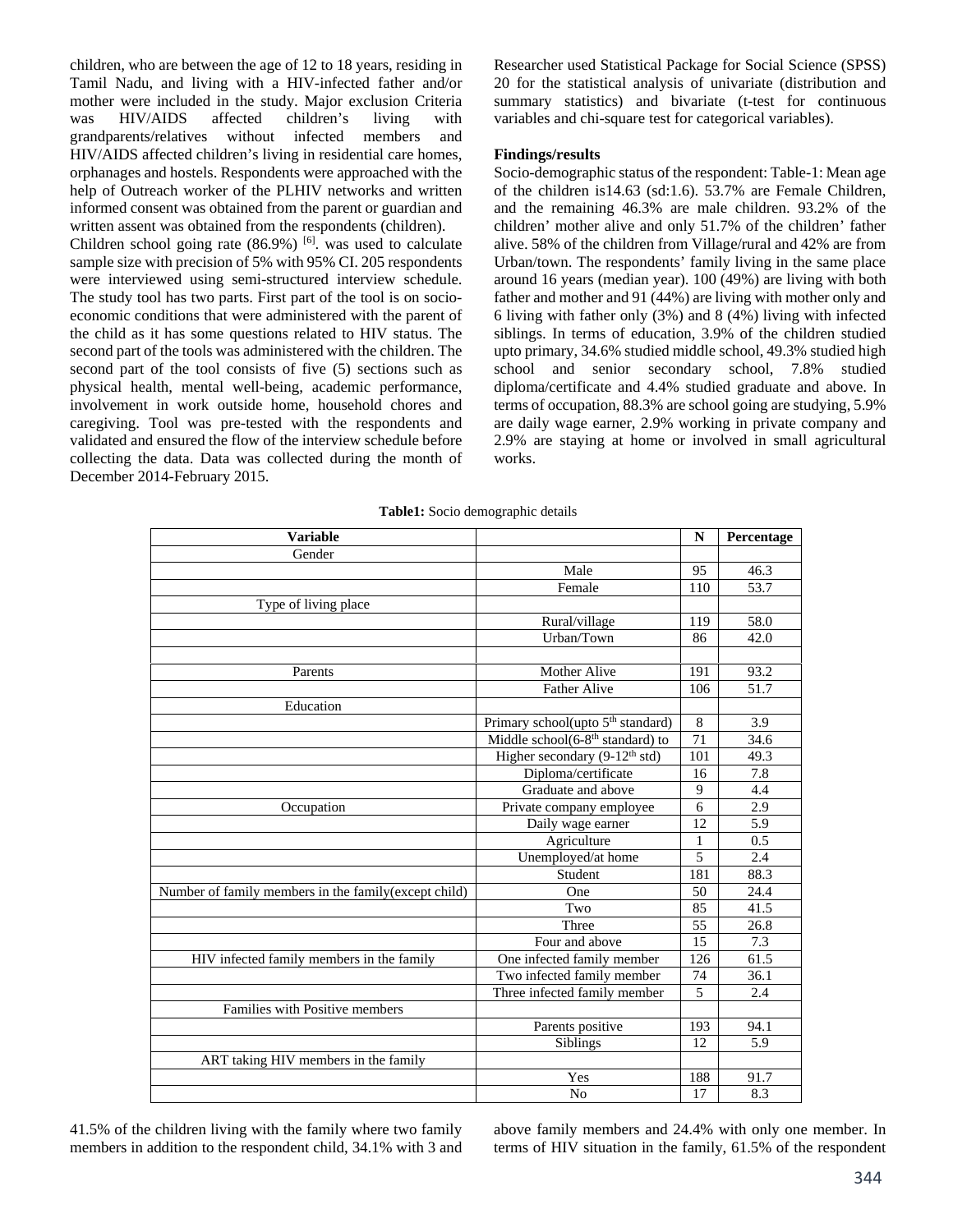children, who are between the age of 12 to 18 years, residing in Tamil Nadu, and living with a HIV-infected father and/or mother were included in the study. Major exclusion Criteria was HIV/AIDS affected children's living with grandparents/relatives without infected members and HIV/AIDS affected children's living in residential care homes, orphanages and hostels. Respondents were approached with the help of Outreach worker of the PLHIV networks and written informed consent was obtained from the parent or guardian and written assent was obtained from the respondents (children).

Children school going rate (86.9%) [6]. was used to calculate sample size with precision of 5% with 95% CI. 205 respondents were interviewed using semi-structured interview schedule. The study tool has two parts. First part of the tool is on socio-economic conditions that were administered with the parent of the child as it has some questions related to HIV status. The second part of the tools was administered with the children. The second part of the tool consists of five (5) sections such as physical health, mental well-being, academic performance, involvement in work outside home, household chores and caregiving. Tool was pre-tested with the respondents and validated and ensured the flow of the interview schedule before collecting the data. Data was collected during the month of December 2014-February 2015.

Researcher used Statistical Package for Social Science (SPSS) 20 for the statistical analysis of univariate (distribution and summary statistics) and bivariate (t-test for continuous variables and chi-square test for categorical variables).

**Findings/results**

Socio-demographic status of the respondent: Table-1: Mean age of the children is14.63 (sd:1.6). 53.7% are Female Children, and the remaining 46.3% are male children. 93.2% of the children' mother alive and only 51.7% of the children' father alive. 58% of the children from Village/rural and 42% are from Urban/town. The respondents' family living in the same place around 16 years (median year). 100 (49%) are living with both father and mother and 91 (44%) are living with mother only and 6 living with father only (3%) and 8 (4%) living with infected siblings. In terms of education, 3.9% of the children studied upto primary, 34.6% studied middle school, 49.3% studied high school and senior secondary school, 7.8% studied diploma/certificate and 4.4% studied graduate and above. In terms of occupation, 88.3% are school going are studying, 5.9% are daily wage earner, 2.9% working in private company and 2.9% are staying at home or involved in small agricultural works.

**Table1:** Socio demographic details

| Variable | | N | Percentage |
|---|---|---|---|
| Gender | | | |
| | Male | 95 | 46.3 |
| | Female | 110 | 53.7 |
| Type of living place | | | |
| | Rural/village | 119 | 58.0 |
| | Urban/Town | 86 | 42.0 |
| | | | |
| Parents | Mother Alive | 191 | 93.2 |
| | Father Alive | 106 | 51.7 |
| Education | | | |
| | Primary school(upto 5th standard) | 8 | 3.9 |
| | Middle school(6-8th standard) to | 71 | 34.6 |
| | Higher secondary (9-12th std) | 101 | 49.3 |
| | Diploma/certificate | 16 | 7.8 |
| | Graduate and above | 9 | 4.4 |
| Occupation | Private company employee | 6 | 2.9 |
| | Daily wage earner | 12 | 5.9 |
| | Agriculture | 1 | 0.5 |
| | Unemployed/at home | 5 | 2.4 |
| | Student | 181 | 88.3 |
| Number of family members in the family(except child) | One | 50 | 24.4 |
| | Two | 85 | 41.5 |
| | Three | 55 | 26.8 |
| | Four and above | 15 | 7.3 |
| HIV infected family members in the family | One infected family member | 126 | 61.5 |
| | Two infected family member | 74 | 36.1 |
| | Three infected family member | 5 | 2.4 |
| Families with Positive members | | | |
| | Parents positive | 193 | 94.1 |
| | Siblings | 12 | 5.9 |
| ART taking HIV members in the family | | | |
| | Yes | 188 | 91.7 |
| | No | 17 | 8.3 |

41.5% of the children living with the family where two family members in addition to the respondent child, 34.1% with 3 and above family members and 24.4% with only one member. In terms of HIV situation in the family, 61.5% of the respondent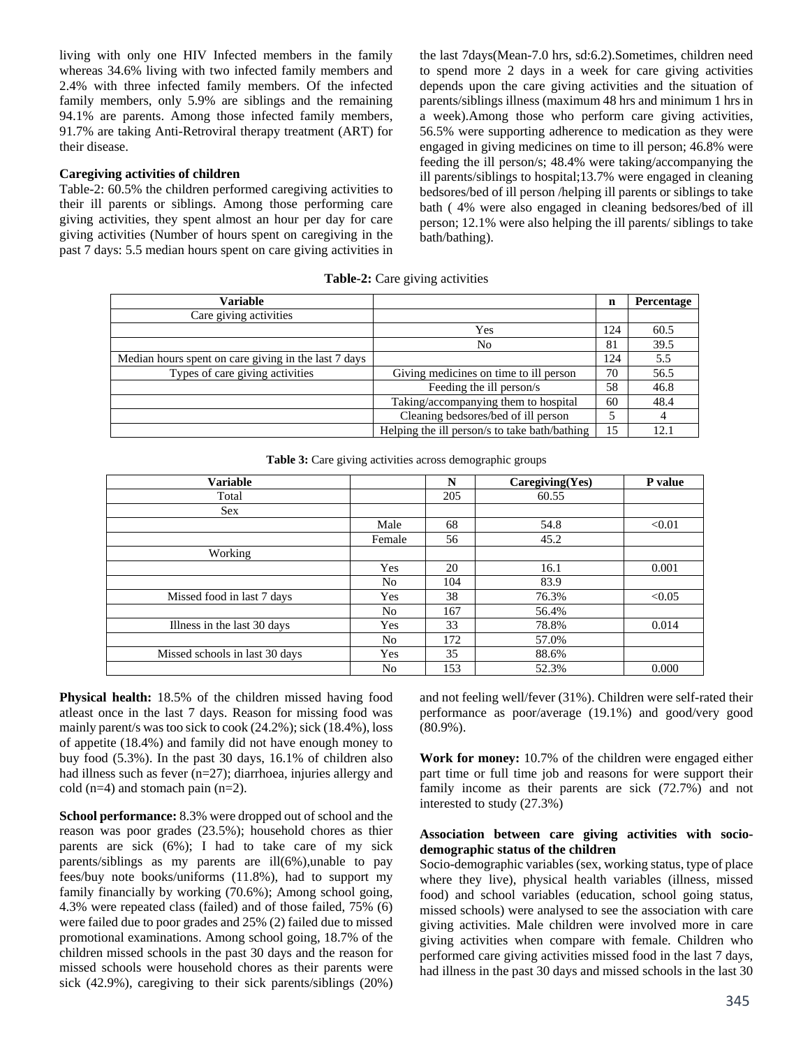living with only one HIV Infected members in the family whereas 34.6% living with two infected family members and 2.4% with three infected family members. Of the infected family members, only 5.9% are siblings and the remaining 94.1% are parents. Among those infected family members, 91.7% are taking Anti-Retroviral therapy treatment (ART) for their disease.

**Caregiving activities of children**

Table-2: 60.5% the children performed caregiving activities to their ill parents or siblings. Among those performing care giving activities, they spent almost an hour per day for care giving activities (Number of hours spent on caregiving in the past 7 days: 5.5 median hours spent on care giving activities in the last 7days(Mean-7.0 hrs, sd:6.2).Sometimes, children need to spend more 2 days in a week for care giving activities depends upon the care giving activities and the situation of parents/siblings illness (maximum 48 hrs and minimum 1 hrs in a week).Among those who perform care giving activities, 56.5% were supporting adherence to medication as they were engaged in giving medicines on time to ill person; 46.8% were feeding the ill person/s; 48.4% were taking/accompanying the ill parents/siblings to hospital;13.7% were engaged in cleaning bedsores/bed of ill person /helping ill parents or siblings to take bath ( 4% were also engaged in cleaning bedsores/bed of ill person; 12.1% were also helping the ill parents/ siblings to take bath/bathing).

**Table-2:** Care giving activities

| Variable | | n | Percentage |
|---|---|---|---|
| Care giving activities | | | |
| | Yes | 124 | 60.5 |
| | No | 81 | 39.5 |
| Median hours spent on care giving in the last 7 days | | 124 | 5.5 |
| Types of care giving activities | Giving medicines on time to ill person | 70 | 56.5 |
| | Feeding the ill person/s | 58 | 46.8 |
| | Taking/accompanying them to hospital | 60 | 48.4 |
| | Cleaning bedsores/bed of ill person | 5 | 4 |
| | Helping the ill person/s to take bath/bathing | 15 | 12.1 |

**Table 3:** Care giving activities across demographic groups

| Variable | | N | Caregiving(Yes) | P value |
|---|---|---|---|---|
| Total | | 205 | 60.55 | |
| Sex | | | | |
| | Male | 68 | 54.8 | <0.01 |
| | Female | 56 | 45.2 | |
| Working | | | | |
| | Yes | 20 | 16.1 | 0.001 |
| | No | 104 | 83.9 | |
| Missed food in last 7 days | Yes | 38 | 76.3% | <0.05 |
| | No | 167 | 56.4% | |
| Illness in the last 30 days | Yes | 33 | 78.8% | 0.014 |
| | No | 172 | 57.0% | |
| Missed schools in last 30 days | Yes | 35 | 88.6% | |
| | No | 153 | 52.3% | 0.000 |

**Physical health:** 18.5% of the children missed having food atleast once in the last 7 days. Reason for missing food was mainly parent/s was too sick to cook (24.2%); sick (18.4%), loss of appetite (18.4%) and family did not have enough money to buy food (5.3%). In the past 30 days, 16.1% of children also had illness such as fever (n=27); diarrhoea, injuries allergy and cold (n=4) and stomach pain (n=2).

**School performance:** 8.3% were dropped out of school and the reason was poor grades (23.5%); household chores as thier parents are sick (6%); I had to take care of my sick parents/siblings as my parents are ill(6%),unable to pay fees/buy note books/uniforms (11.8%), had to support my family financially by working (70.6%); Among school going, 4.3% were repeated class (failed) and of those failed, 75% (6) were failed due to poor grades and 25% (2) failed due to missed promotional examinations. Among school going, 18.7% of the children missed schools in the past 30 days and the reason for missed schools were household chores as their parents were sick (42.9%), caregiving to their sick parents/siblings (20%) and not feeling well/fever (31%). Children were self-rated their performance as poor/average (19.1%) and good/very good (80.9%).

**Work for money:** 10.7% of the children were engaged either part time or full time job and reasons for were support their family income as their parents are sick (72.7%) and not interested to study (27.3%)

**Association between care giving activities with socio-demographic status of the children**

Socio-demographic variables (sex, working status, type of place where they live), physical health variables (illness, missed food) and school variables (education, school going status, missed schools) were analysed to see the association with care giving activities. Male children were involved more in care giving activities when compare with female. Children who performed care giving activities missed food in the last 7 days, had illness in the past 30 days and missed schools in the last 30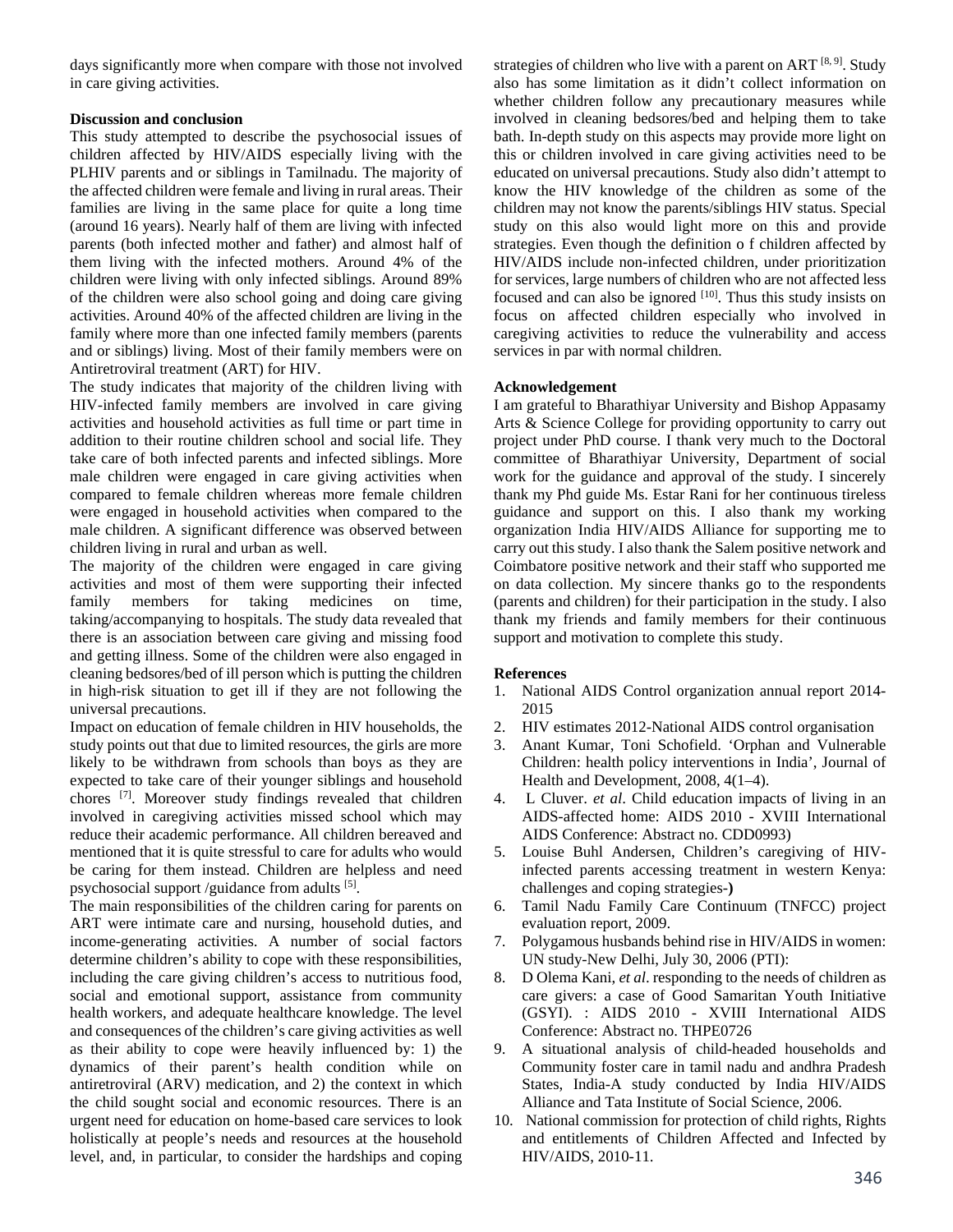days significantly more when compare with those not involved in care giving activities.

**Discussion and conclusion**

This study attempted to describe the psychosocial issues of children affected by HIV/AIDS especially living with the PLHIV parents and or siblings in Tamilnadu. The majority of the affected children were female and living in rural areas. Their families are living in the same place for quite a long time (around 16 years). Nearly half of them are living with infected parents (both infected mother and father) and almost half of them living with the infected mothers. Around 4% of the children were living with only infected siblings. Around 89% of the children were also school going and doing care giving activities. Around 40% of the affected children are living in the family where more than one infected family members (parents and or siblings) living. Most of their family members were on Antiretroviral treatment (ART) for HIV.

The study indicates that majority of the children living with HIV-infected family members are involved in care giving activities and household activities as full time or part time in addition to their routine children school and social life. They take care of both infected parents and infected siblings. More male children were engaged in care giving activities when compared to female children whereas more female children were engaged in household activities when compared to the male children. A significant difference was observed between children living in rural and urban as well.

The majority of the children were engaged in care giving activities and most of them were supporting their infected family members for taking medicines on time, taking/accompanying to hospitals. The study data revealed that there is an association between care giving and missing food and getting illness. Some of the children were also engaged in cleaning bedsores/bed of ill person which is putting the children in high-risk situation to get ill if they are not following the universal precautions.

Impact on education of female children in HIV households, the study points out that due to limited resources, the girls are more likely to be withdrawn from schools than boys as they are expected to take care of their younger siblings and household chores [7]. Moreover study findings revealed that children involved in caregiving activities missed school which may reduce their academic performance. All children bereaved and mentioned that it is quite stressful to care for adults who would be caring for them instead. Children are helpless and need psychosocial support /guidance from adults [5].

The main responsibilities of the children caring for parents on ART were intimate care and nursing, household duties, and income-generating activities. A number of social factors determine children's ability to cope with these responsibilities, including the care giving children's access to nutritious food, social and emotional support, assistance from community health workers, and adequate healthcare knowledge. The level and consequences of the children's care giving activities as well as their ability to cope were heavily influenced by: 1) the dynamics of their parent's health condition while on antiretroviral (ARV) medication, and 2) the context in which the child sought social and economic resources. There is an urgent need for education on home-based care services to look holistically at people's needs and resources at the household level, and, in particular, to consider the hardships and coping strategies of children who live with a parent on ART [8, 9]. Study also has some limitation as it didn't collect information on whether children follow any precautionary measures while involved in cleaning bedsores/bed and helping them to take bath. In-depth study on this aspects may provide more light on this or children involved in care giving activities need to be educated on universal precautions. Study also didn't attempt to know the HIV knowledge of the children as some of the children may not know the parents/siblings HIV status. Special study on this also would light more on this and provide strategies. Even though the definition o f children affected by HIV/AIDS include non-infected children, under prioritization for services, large numbers of children who are not affected less focused and can also be ignored [10]. Thus this study insists on focus on affected children especially who involved in caregiving activities to reduce the vulnerability and access services in par with normal children.

**Acknowledgement**

I am grateful to Bharathiyar University and Bishop Appasamy Arts & Science College for providing opportunity to carry out project under PhD course. I thank very much to the Doctoral committee of Bharathiyar University, Department of social work for the guidance and approval of the study. I sincerely thank my Phd guide Ms. Estar Rani for her continuous tireless guidance and support on this. I also thank my working organization India HIV/AIDS Alliance for supporting me to carry out this study. I also thank the Salem positive network and Coimbatore positive network and their staff who supported me on data collection. My sincere thanks go to the respondents (parents and children) for their participation in the study. I also thank my friends and family members for their continuous support and motivation to complete this study.

**References**

1. National AIDS Control organization annual report 2014-2015
2. HIV estimates 2012-National AIDS control organisation
3. Anant Kumar, Toni Schofield. 'Orphan and Vulnerable Children: health policy interventions in India', Journal of Health and Development, 2008, 4(1–4).
4. L Cluver. *et al*. Child education impacts of living in an AIDS-affected home: AIDS 2010 - XVIII International AIDS Conference: Abstract no. CDD0993)
5. Louise Buhl Andersen, Children's caregiving of HIV-infected parents accessing treatment in western Kenya: challenges and coping strategies-**)**
6. Tamil Nadu Family Care Continuum (TNFCC) project evaluation report, 2009.
7. Polygamous husbands behind rise in HIV/AIDS in women: UN study-New Delhi, July 30, 2006 (PTI):
8. D Olema Kani, *et al*. responding to the needs of children as care givers: a case of Good Samaritan Youth Initiative (GSYI). : AIDS 2010 - XVIII International AIDS Conference: Abstract no. THPE0726
9. A situational analysis of child-headed households and Community foster care in tamil nadu and andhra Pradesh States, India-A study conducted by India HIV/AIDS Alliance and Tata Institute of Social Science, 2006.
10. National commission for protection of child rights, Rights and entitlements of Children Affected and Infected by HIV/AIDS, 2010-11.